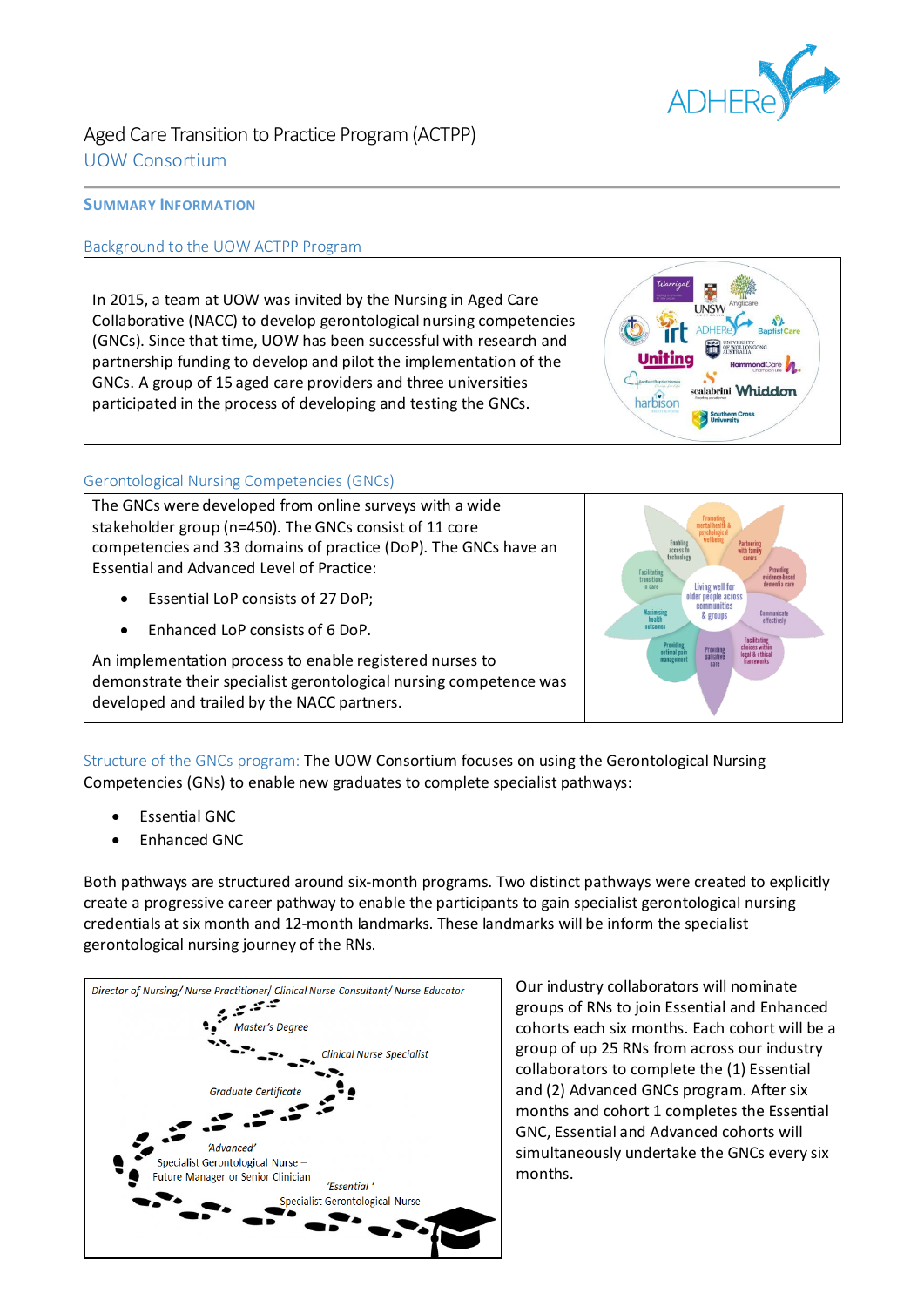# Aged Care Transition to Practice Program (ACTPP)

## UOW Consortium

### Summary Information

#### Background to the UOW ACTPP Program

In 2015, a team at UOW was invited by the Nursing in Aged Care Collaborative (NACC) to develop gerontological nursing competencies (GNCs). Since that time, UOW has been successful with research and partnership funding to develop and pilot the implementation of the GNCs. A group of 15 aged care providers and three universities participated in the process of developing and testing the GNCs.

#### Gerontological Nursing Competencies (GNCs)

The GNCs were developed from online surveys with a wide stakeholder group (n=450). The GNCs consist of 11 core competencies and 33 domains of practice (DoP). The GNCs have an Essential and Advanced Level of Practice:

- Essential LoP consists of 27 DoP;
- Enhanced LoP consists of 6 DoP.

An implementation process to enable registered nurses to demonstrate their specialist gerontological nursing competence was developed and trailed by the NACC partners.

Structure of the GNCs program: The UOW Consortium focuses on using the Gerontological Nursing Competencies (GNs) to enable new graduates to complete specialist pathways:

- Essential GNC
- Enhanced GNC

Both pathways are structured around six-month programs. Two distinct pathways were created to explicitly create a progressive career pathway to enable the participants to gain specialist gerontological nursing credentials at six month and 12-month landmarks. These landmarks will be inform the specialist gerontological nursing journey of the RNs.

Our industry collaborators will nominate groups of RNs to join Essential and Enhanced cohorts each six months. Each cohort will be a group of up 25 RNs from across our industry collaborators to complete the (1) Essential and (2) Advanced GNCs program. After six months and cohort 1 completes the Essential GNC, Essential and Advanced cohorts will simultaneously undertake the GNCs every six months.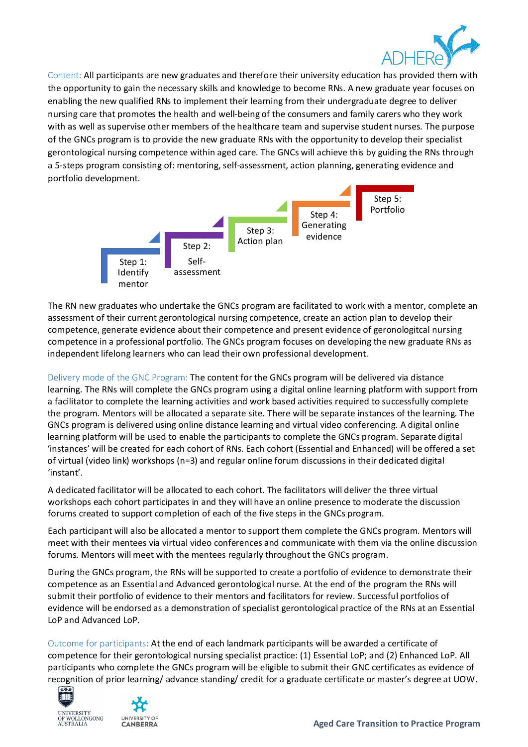Content: All participants are new graduates and therefore their university education has provided them with the opportunity to gain the necessary skills and knowledge to become RNs. A new graduate year focuses on enabling the new qualified RNs to implement their learning from their undergraduate degree to deliver nursing care that promotes the health and well-being of the consumers and family carers who they work with as well as supervise other members of the healthcare team and supervise student nurses. The purpose of the GNCs program is to provide the new graduate RNs with the opportunity to develop their specialist gerontological nursing competence within aged care. The GNCs will achieve this by guiding the RNs through a 5-steps program consisting of: mentoring, self-assessment, action planning, generating evidence and portfolio development.

Step 1: Identify mentor

Step 2: Self-assessment

Step 3: Action plan

Step 4: Generating evidence

Step 5: Portfolio

The RN new graduates who undertake the GNCs program are facilitated to work with a mentor, complete an assessment of their current gerontological nursing competence, create an action plan to develop their competence, generate evidence about their competence and present evidence of geronologitcal nursing competence in a professional portfolio. The GNCs program focuses on developing the new graduate RNs as independent lifelong learners who can lead their own professional development.

Delivery mode of the GNC Program: The content for the GNCs program will be delivered via distance learning. The RNs will complete the GNCs program using a digital online learning platform with support from a facilitator to complete the learning activities and work based activities required to successfully complete the program. Mentors will be allocated a separate site. There will be separate instances of the learning. The GNCs program is delivered using online distance learning and virtual video conferencing. A digital online learning platform will be used to enable the participants to complete the GNCs program. Separate digital 'instances' will be created for each cohort of RNs. Each cohort (Essential and Enhanced) will be offered a set of virtual (video link) workshops (n=3) and regular online forum discussions in their dedicated digital 'instant'.

A dedicated facilitator will be allocated to each cohort. The facilitators will deliver the three virtual workshops each cohort participates in and they will have an online presence to moderate the discussion forums created to support completion of each of the five steps in the GNCs program.

Each participant will also be allocated a mentor to support them complete the GNCs program. Mentors will meet with their mentees via virtual video conferences and communicate with them via the online discussion forums. Mentors will meet with the mentees regularly throughout the GNCs program.

During the GNCs program, the RNs will be supported to create a portfolio of evidence to demonstrate their competence as an Essential and Advanced gerontological nurse. At the end of the program the RNs will submit their portfolio of evidence to their mentors and facilitators for review. Successful portfolios of evidence will be endorsed as a demonstration of specialist gerontological practice of the RNs at an Essential LoP and Advanced LoP.

Outcome for participants: At the end of each landmark participants will be awarded a certificate of competence for their gerontological nursing specialist practice: (1) Essential LoP; and (2) Enhanced LoP. All participants who complete the GNCs program will be eligible to submit their GNC certificates as evidence of recognition of prior learning/ advance standing/ credit for a graduate certificate or master's degree at UOW.